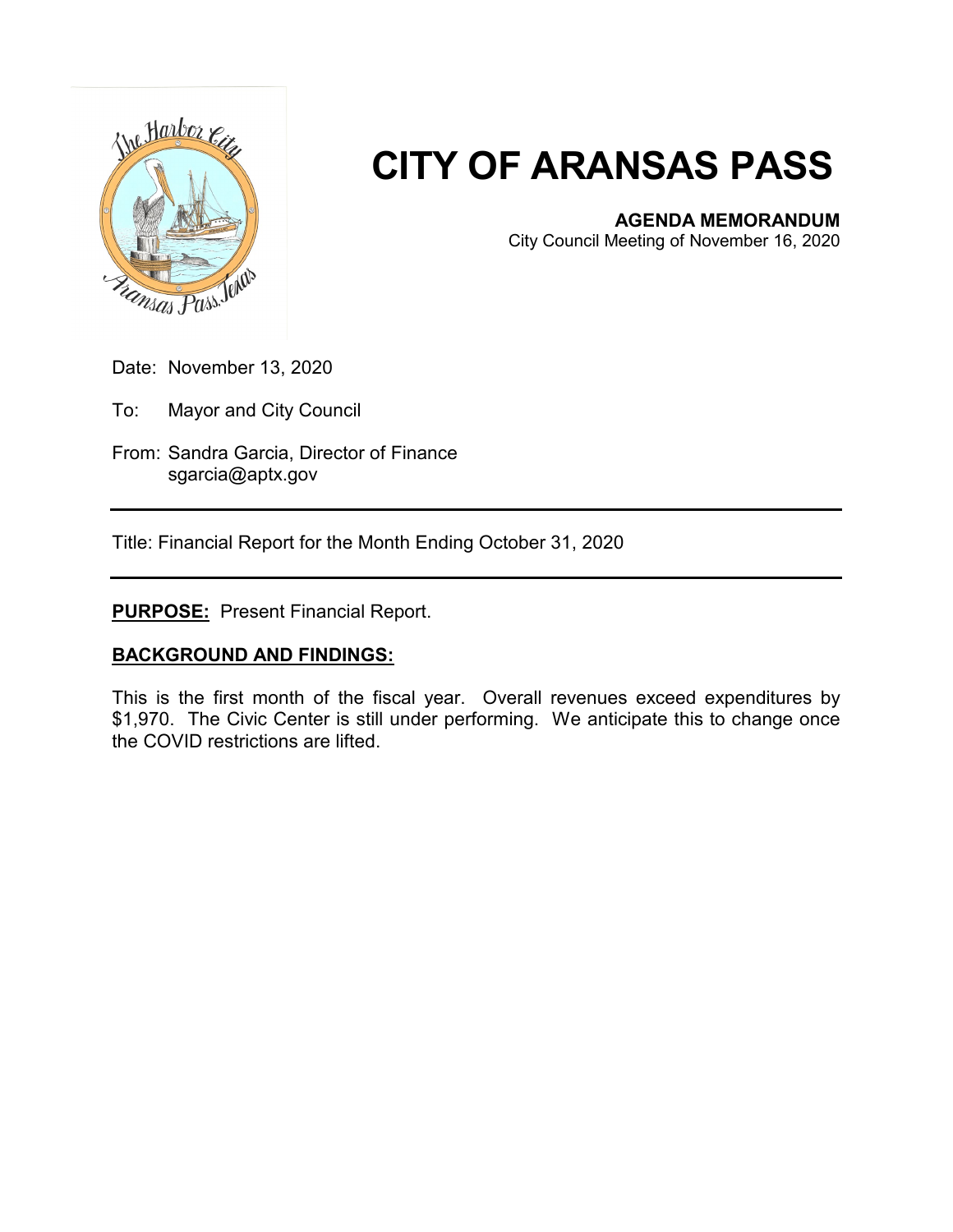# CITY OF ARANSAS PASS

**AGENDA MEMORANDUM**
City Council Meeting of November 16, 2020

Date: November 13, 2020

To: Mayor and City Council

From: Sandra Garcia, Director of Finance
sgarcia@aptx.gov

---

Title: Financial Report for the Month Ending October 31, 2020

---

**PURPOSE:** Present Financial Report.

**BACKGROUND AND FINDINGS:**

This is the first month of the fiscal year. Overall revenues exceed expenditures by $1,970. The Civic Center is still under performing. We anticipate this to change once the COVID restrictions are lifted.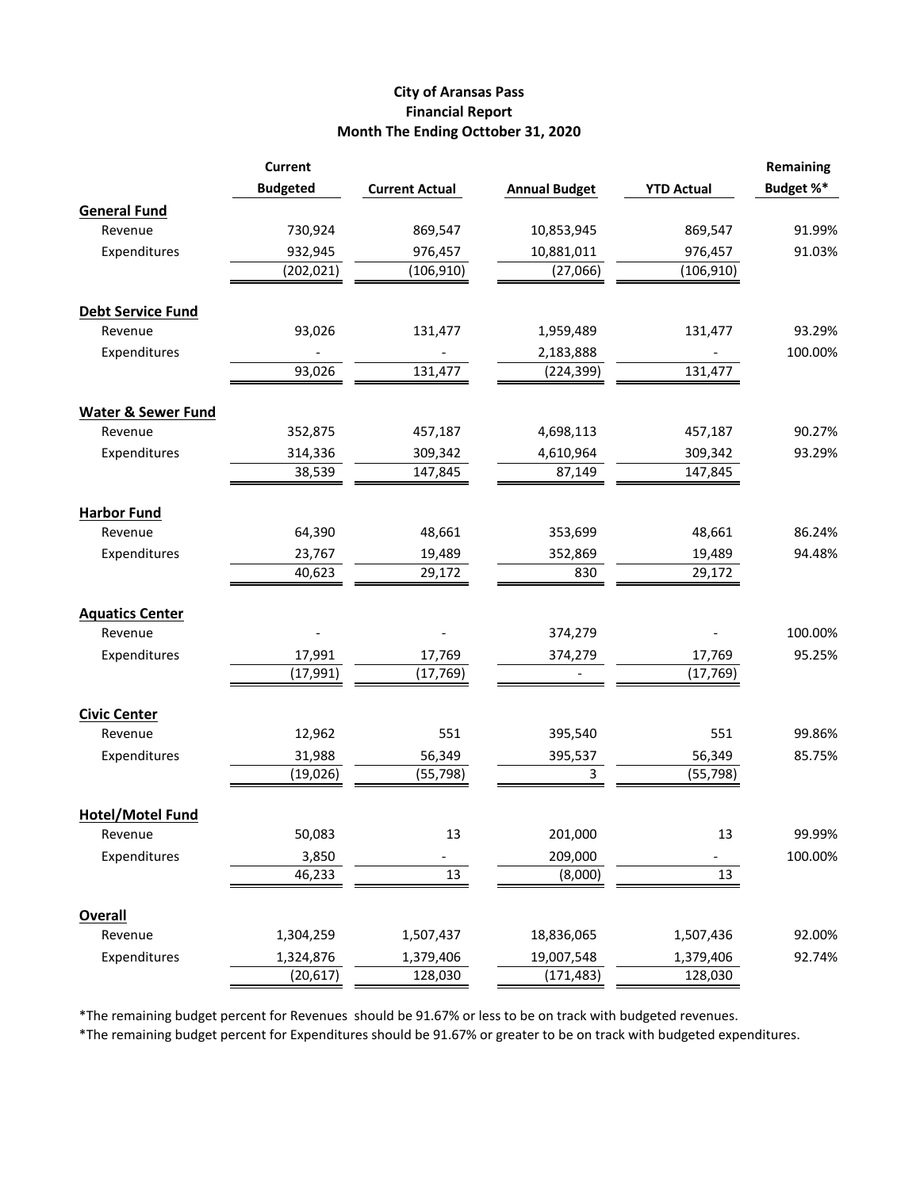**City of Aransas Pass**
**Financial Report**
**Month The Ending Octtober 31, 2020**

| | Current Budgeted | Current Actual | Annual Budget | YTD Actual | Remaining Budget %* |
|---|---|---|---|---|---|
| **General Fund** | | | | | |
| Revenue | 730,924 | 869,547 | 10,853,945 | 869,547 | 91.99% |
| Expenditures | 932,945 | 976,457 | 10,881,011 | 976,457 | 91.03% |
| | (202,021) | (106,910) | (27,066) | (106,910) | |
| **Debt Service Fund** | | | | | |
| Revenue | 93,026 | 131,477 | 1,959,489 | 131,477 | 93.29% |
| Expenditures | - | - | 2,183,888 | - | 100.00% |
| | 93,026 | 131,477 | (224,399) | 131,477 | |
| **Water & Sewer Fund** | | | | | |
| Revenue | 352,875 | 457,187 | 4,698,113 | 457,187 | 90.27% |
| Expenditures | 314,336 | 309,342 | 4,610,964 | 309,342 | 93.29% |
| | 38,539 | 147,845 | 87,149 | 147,845 | |
| **Harbor Fund** | | | | | |
| Revenue | 64,390 | 48,661 | 353,699 | 48,661 | 86.24% |
| Expenditures | 23,767 | 19,489 | 352,869 | 19,489 | 94.48% |
| | 40,623 | 29,172 | 830 | 29,172 | |
| **Aquatics Center** | | | | | |
| Revenue | - | - | 374,279 | - | 100.00% |
| Expenditures | 17,991 | 17,769 | 374,279 | 17,769 | 95.25% |
| | (17,991) | (17,769) | - | (17,769) | |
| **Civic Center** | | | | | |
| Revenue | 12,962 | 551 | 395,540 | 551 | 99.86% |
| Expenditures | 31,988 | 56,349 | 395,537 | 56,349 | 85.75% |
| | (19,026) | (55,798) | 3 | (55,798) | |
| **Hotel/Motel Fund** | | | | | |
| Revenue | 50,083 | 13 | 201,000 | 13 | 99.99% |
| Expenditures | 3,850 | - | 209,000 | - | 100.00% |
| | 46,233 | 13 | (8,000) | 13 | |
| **Overall** | | | | | |
| Revenue | 1,304,259 | 1,507,437 | 18,836,065 | 1,507,436 | 92.00% |
| Expenditures | 1,324,876 | 1,379,406 | 19,007,548 | 1,379,406 | 92.74% |
| | (20,617) | 128,030 | (171,483) | 128,030 | |

*The remaining budget percent for Revenues should be 91.67% or less to be on track with budgeted revenues.

*The remaining budget percent for Expenditures should be 91.67% or greater to be on track with budgeted expenditures.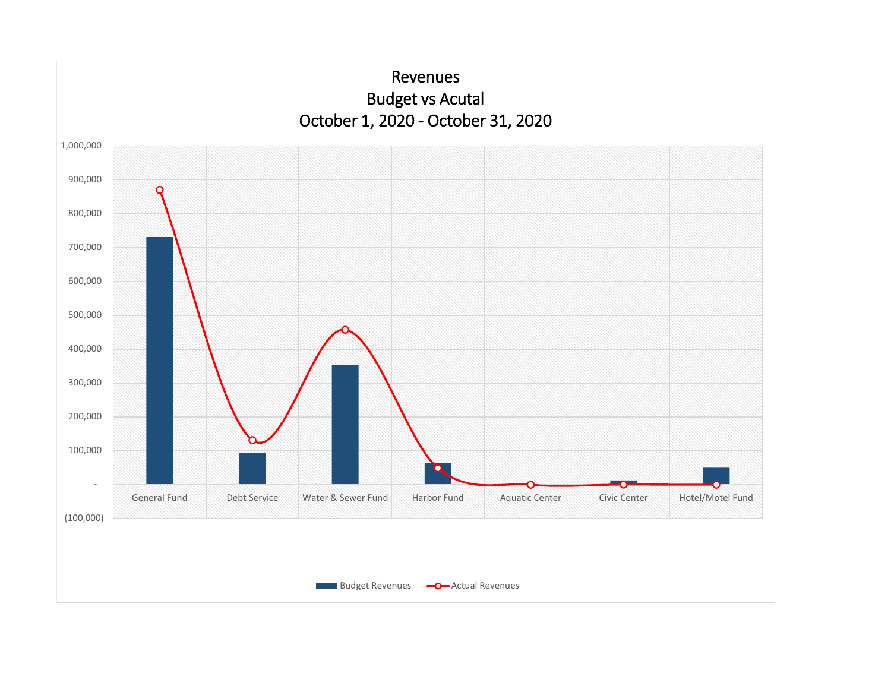# Revenues
## Budget vs Acutal
## October 1, 2020 - October 31, 2020

1,000,000
900,000
800,000
700,000
600,000
500,000
400,000
300,000
200,000
100,000
-
(100,000)

General Fund | Debt Service | Water & Sewer Fund | Harbor Fund | Aquatic Center | Civic Center | Hotel/Motel Fund

Budget Revenues — Actual Revenues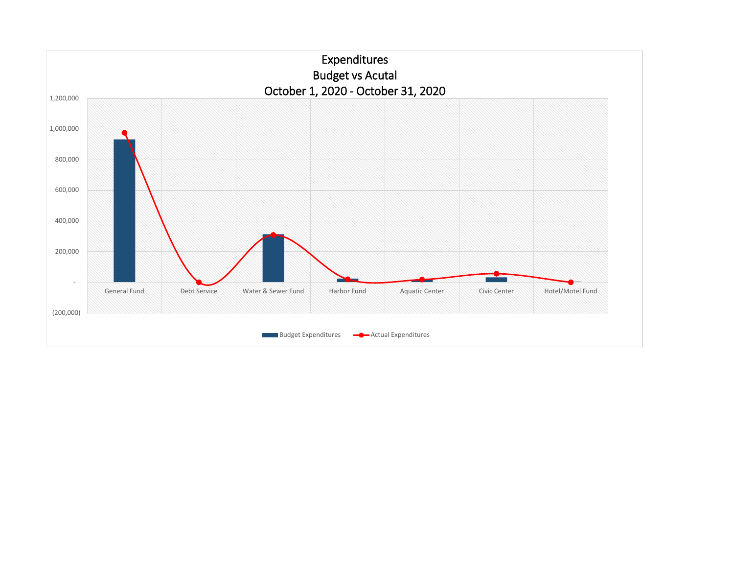# Expenditures
## Budget vs Acutal
## October 1, 2020 - October 31, 2020

1,200,000
1,000,000
800,000
600,000
400,000
200,000
-
(200,000)

General Fund | Debt Service | Water & Sewer Fund | Harbor Fund | Aquatic Center | Civic Center | Hotel/Motel Fund

Budget Expenditures | Actual Expenditures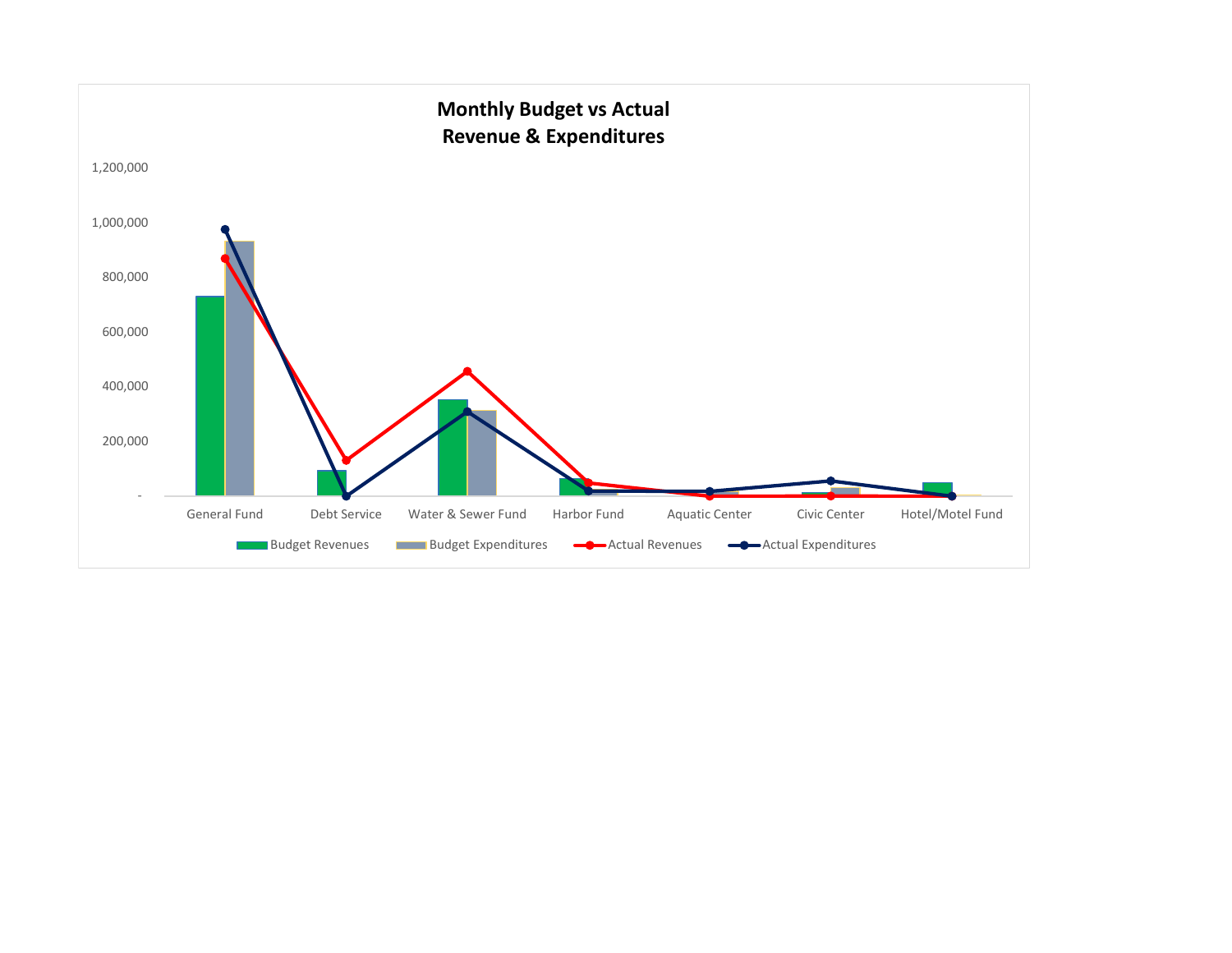## Monthly Budget vs Actual
## Revenue & Expenditures

1,200,000

1,000,000

800,000

600,000

400,000

200,000

-

General Fund | Debt Service | Water & Sewer Fund | Harbor Fund | Aquatic Center | Civic Center | Hotel/Motel Fund

Budget Revenues | Budget Expenditures | Actual Revenues | Actual Expenditures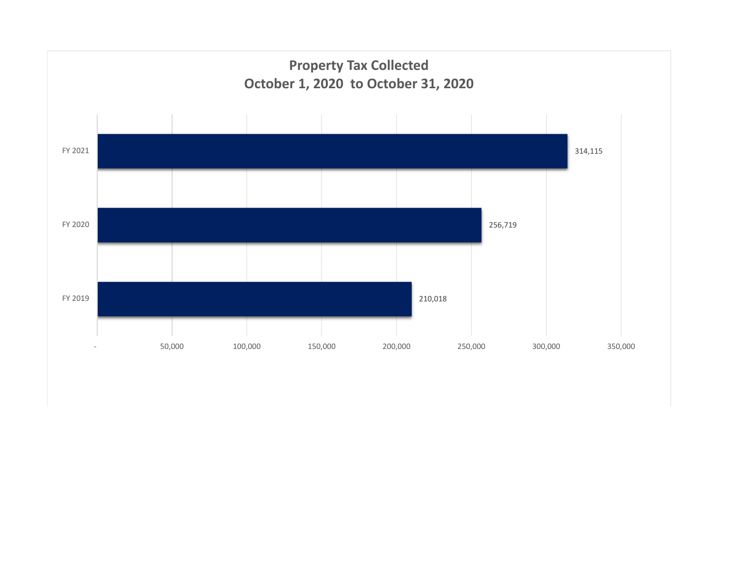# Property Tax Collected
## October 1, 2020 to October 31, 2020

| Fiscal Year | Property Tax Collected |
| --- | --- |
| FY 2021 | 314,115 |
| FY 2020 | 256,719 |
| FY 2019 | 210,018 |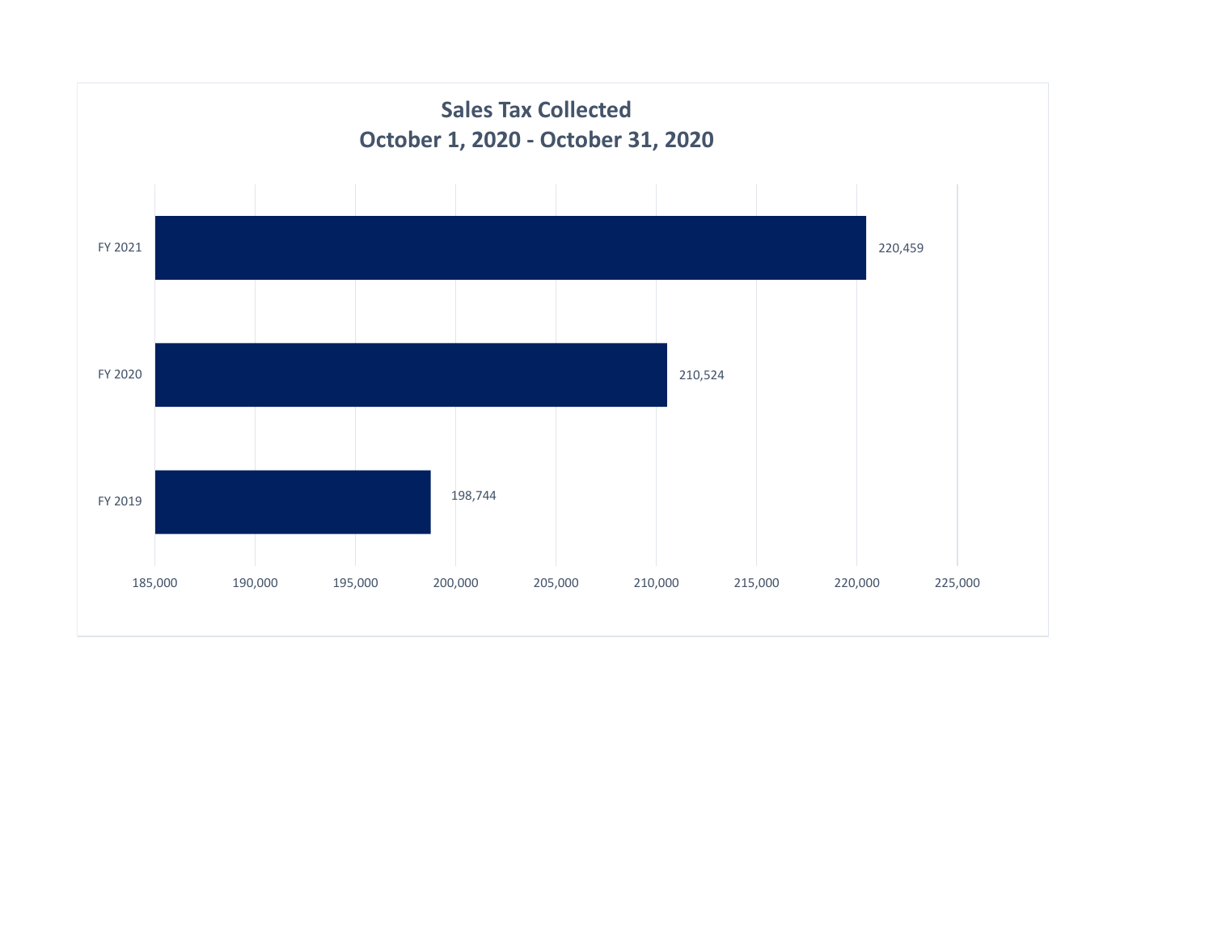## Sales Tax Collected
## October 1, 2020 - October 31, 2020

| Fiscal Year | Sales Tax Collected |
| --- | --- |
| FY 2021 | 220,459 |
| FY 2020 | 210,524 |
| FY 2019 | 198,744 |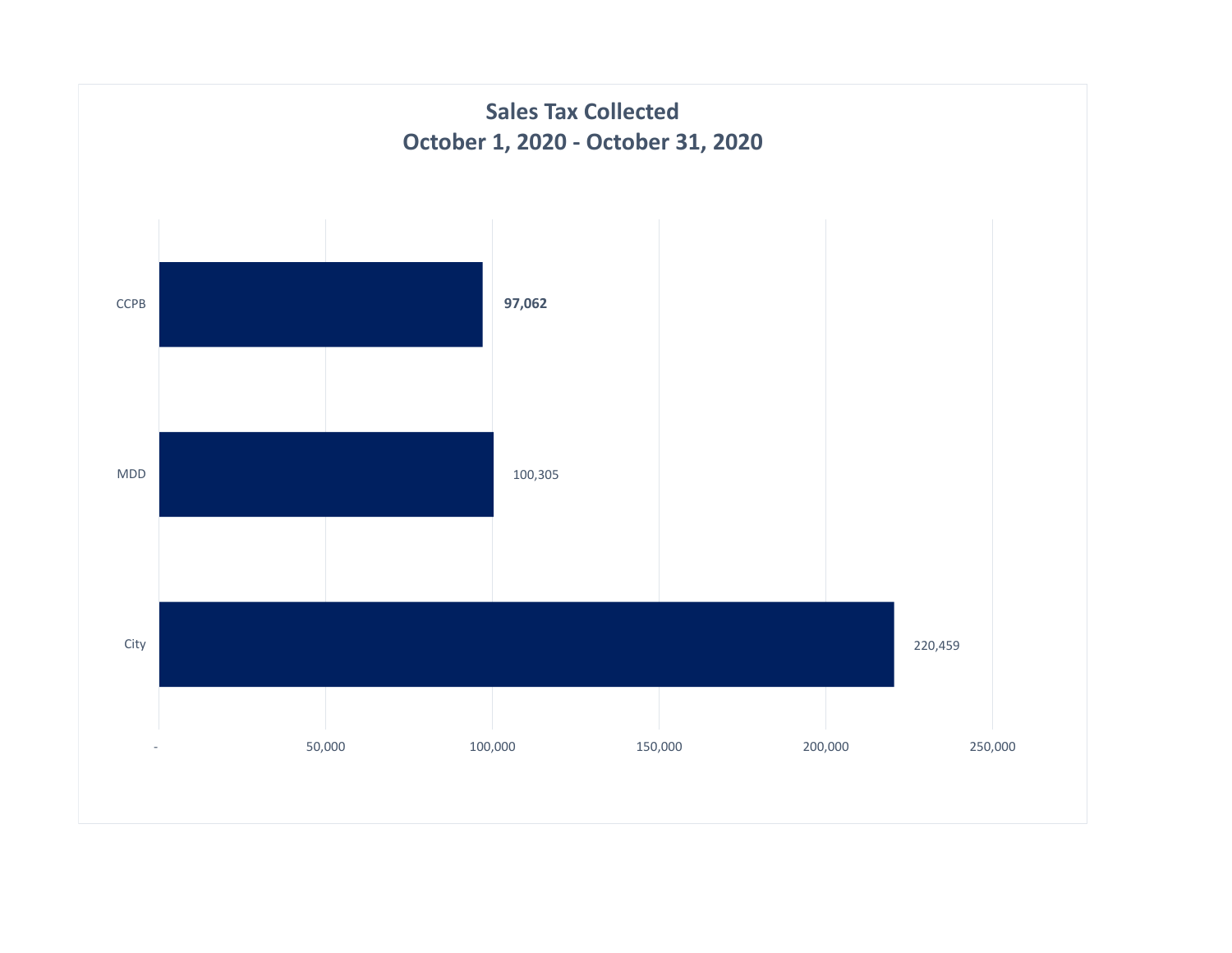## Sales Tax Collected
## October 1, 2020 - October 31, 2020

CCPB

**97,062**

MDD

100,305

City

220,459

-
50,000
100,000
150,000
200,000
250,000